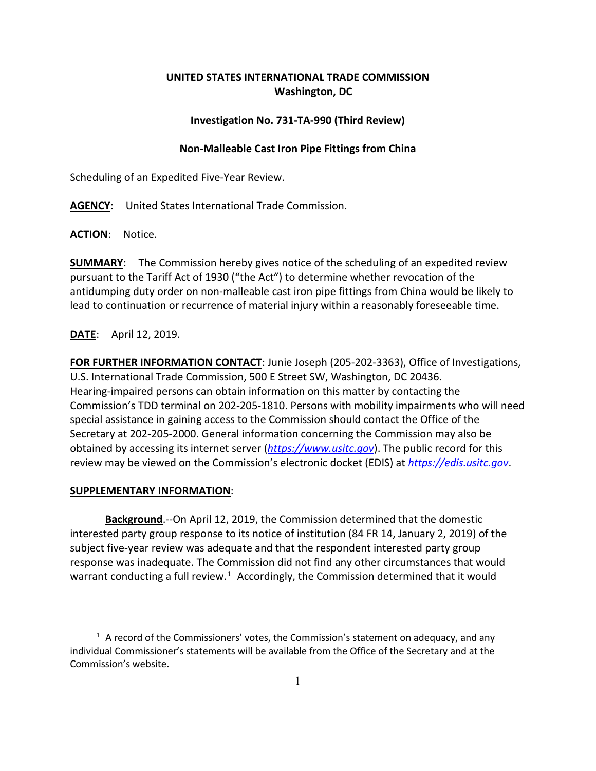**UNITED STATES INTERNATIONAL TRADE COMMISSION**
**Washington, DC**

**Investigation No. 731-TA-990 (Third Review)**

**Non-Malleable Cast Iron Pipe Fittings from China**

Scheduling of an Expedited Five-Year Review.

**AGENCY**: United States International Trade Commission.

**ACTION**: Notice.

**SUMMARY**: The Commission hereby gives notice of the scheduling of an expedited review pursuant to the Tariff Act of 1930 ("the Act") to determine whether revocation of the antidumping duty order on non-malleable cast iron pipe fittings from China would be likely to lead to continuation or recurrence of material injury within a reasonably foreseeable time.

**DATE**: April 12, 2019.

**FOR FURTHER INFORMATION CONTACT**: Junie Joseph (205-202-3363), Office of Investigations, U.S. International Trade Commission, 500 E Street SW, Washington, DC 20436. Hearing-impaired persons can obtain information on this matter by contacting the Commission's TDD terminal on 202-205-1810. Persons with mobility impairments who will need special assistance in gaining access to the Commission should contact the Office of the Secretary at 202-205-2000. General information concerning the Commission may also be obtained by accessing its internet server (*https://www.usitc.gov*). The public record for this review may be viewed on the Commission's electronic docket (EDIS) at *https://edis.usitc.gov*.

**SUPPLEMENTARY INFORMATION**:

**Background**.--On April 12, 2019, the Commission determined that the domestic interested party group response to its notice of institution (84 FR 14, January 2, 2019) of the subject five-year review was adequate and that the respondent interested party group response was inadequate. The Commission did not find any other circumstances that would warrant conducting a full review.[1] Accordingly, the Commission determined that it would

[1] A record of the Commissioners' votes, the Commission's statement on adequacy, and any individual Commissioner's statements will be available from the Office of the Secretary and at the Commission's website.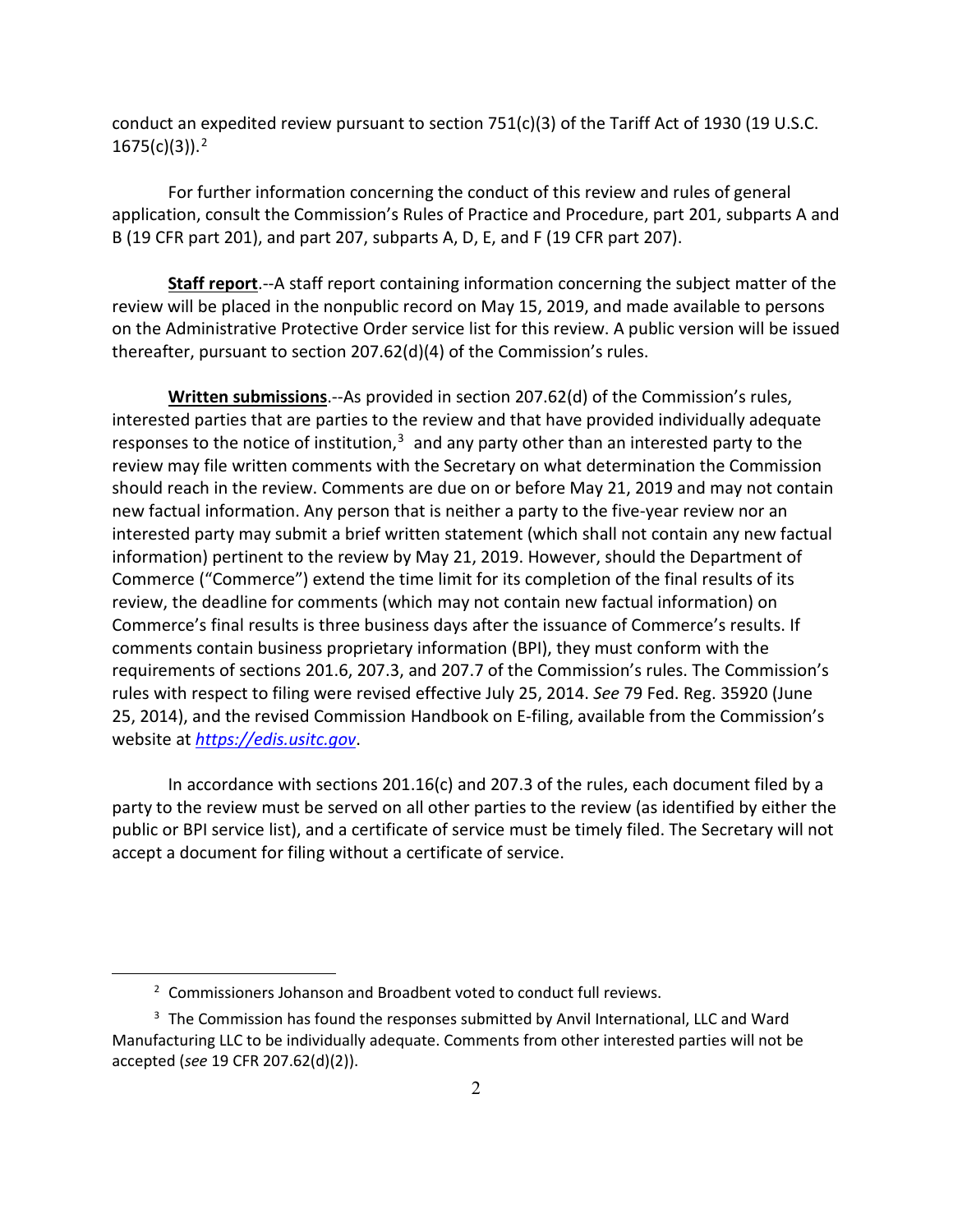conduct an expedited review pursuant to section 751(c)(3) of the Tariff Act of 1930 (19 U.S.C. 1675(c)(3)).[2]

For further information concerning the conduct of this review and rules of general application, consult the Commission's Rules of Practice and Procedure, part 201, subparts A and B (19 CFR part 201), and part 207, subparts A, D, E, and F (19 CFR part 207).

**Staff report**.--A staff report containing information concerning the subject matter of the review will be placed in the nonpublic record on May 15, 2019, and made available to persons on the Administrative Protective Order service list for this review. A public version will be issued thereafter, pursuant to section 207.62(d)(4) of the Commission's rules.

**Written submissions**.--As provided in section 207.62(d) of the Commission's rules, interested parties that are parties to the review and that have provided individually adequate responses to the notice of institution,[3] and any party other than an interested party to the review may file written comments with the Secretary on what determination the Commission should reach in the review. Comments are due on or before May 21, 2019 and may not contain new factual information. Any person that is neither a party to the five-year review nor an interested party may submit a brief written statement (which shall not contain any new factual information) pertinent to the review by May 21, 2019. However, should the Department of Commerce ("Commerce") extend the time limit for its completion of the final results of its review, the deadline for comments (which may not contain new factual information) on Commerce's final results is three business days after the issuance of Commerce's results. If comments contain business proprietary information (BPI), they must conform with the requirements of sections 201.6, 207.3, and 207.7 of the Commission's rules. The Commission's rules with respect to filing were revised effective July 25, 2014. *See* 79 Fed. Reg. 35920 (June 25, 2014), and the revised Commission Handbook on E-filing, available from the Commission's website at [https://edis.usitc.gov](https://edis.usitc.gov).

In accordance with sections 201.16(c) and 207.3 of the rules, each document filed by a party to the review must be served on all other parties to the review (as identified by either the public or BPI service list), and a certificate of service must be timely filed. The Secretary will not accept a document for filing without a certificate of service.

---

[2] Commissioners Johanson and Broadbent voted to conduct full reviews.

[3] The Commission has found the responses submitted by Anvil International, LLC and Ward Manufacturing LLC to be individually adequate. Comments from other interested parties will not be accepted (*see* 19 CFR 207.62(d)(2)).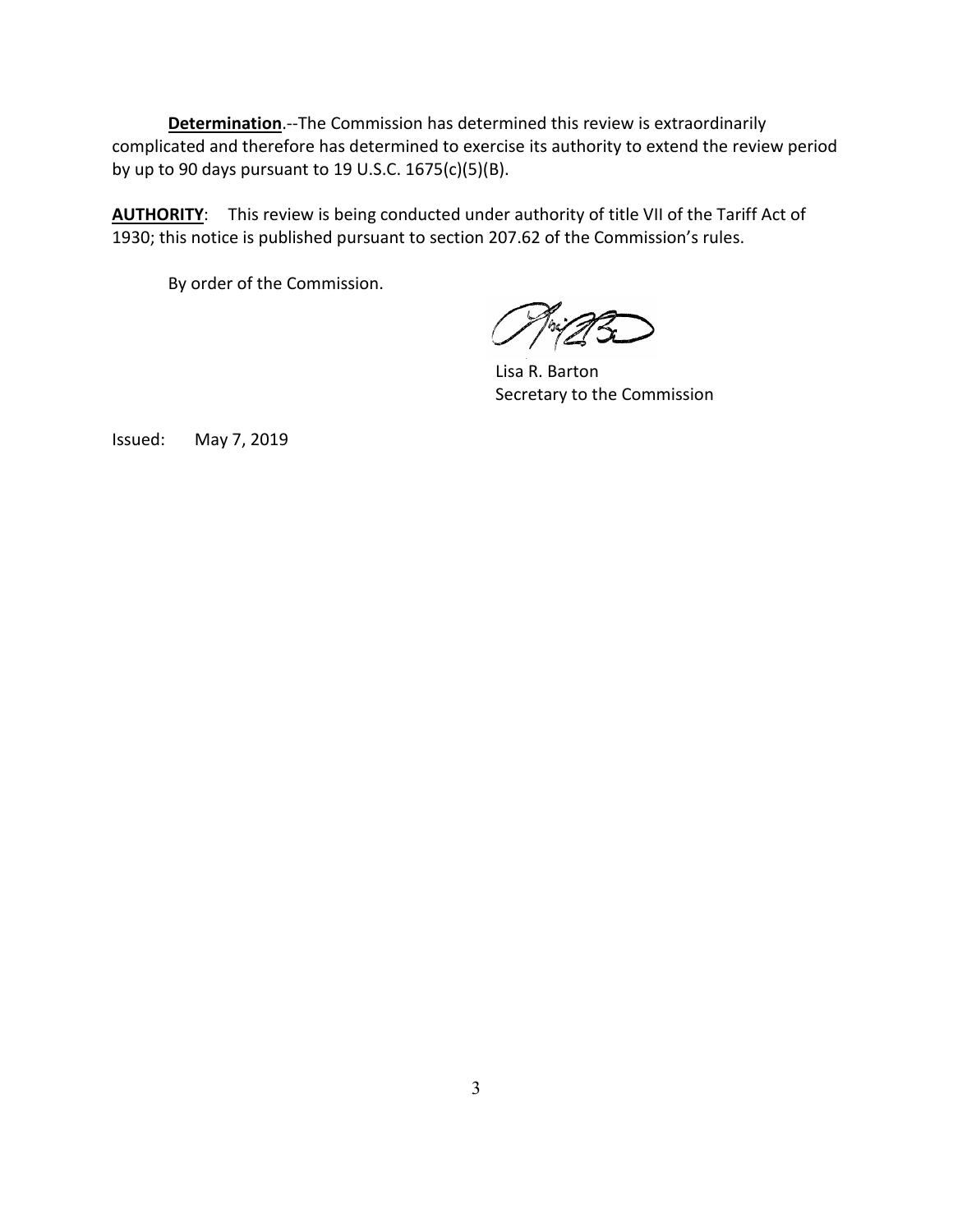**Determination**.--The Commission has determined this review is extraordinarily complicated and therefore has determined to exercise its authority to extend the review period by up to 90 days pursuant to 19 U.S.C. 1675(c)(5)(B).

**AUTHORITY**: This review is being conducted under authority of title VII of the Tariff Act of 1930; this notice is published pursuant to section 207.62 of the Commission's rules.

By order of the Commission.

Lisa R. Barton
Secretary to the Commission

Issued: May 7, 2019